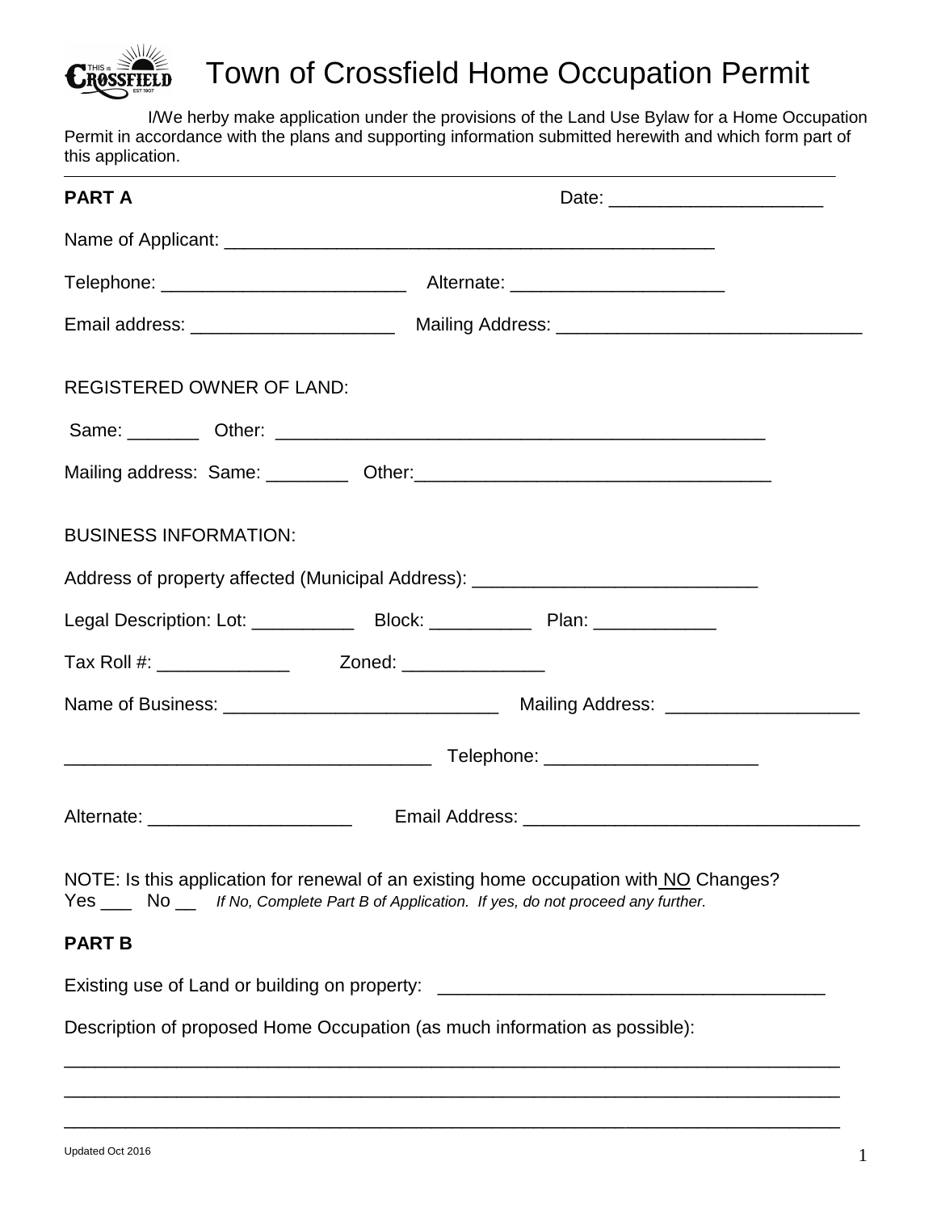# Town of Crossfield Home Occupation Permit

I/We herby make application under the provisions of the Land Use Bylaw for a Home Occupation Permit in accordance with the plans and supporting information submitted herewith and which form part of this application.

---

**PART A** Date: _____________________

Name of Applicant: _______________________________________________

Telephone: ________________________ Alternate: ____________________

Email address: ____________________ Mailing Address: ______________________________

REGISTERED OWNER OF LAND:

Same: _______ Other: ________________________________________________

Mailing address: Same: ________ Other:__________________________________

BUSINESS INFORMATION:

Address of property affected (Municipal Address): ___________________________

Legal Description: Lot: __________ Block: __________ Plan: ____________

Tax Roll #: _____________ Zoned: ______________

Name of Business: ___________________________ Mailing Address: ___________________

___________________________________ Telephone: _____________________

Alternate: ____________________ Email Address: _________________________________

NOTE: Is this application for renewal of an existing home occupation with NO Changes?
Yes ___ No __ *If No, Complete Part B of Application. If yes, do not proceed any further.*

**PART B**

Existing use of Land or building on property: _____________________________________

Description of proposed Home Occupation (as much information as possible):

_____________________________________________________________________________

_____________________________________________________________________________

_____________________________________________________________________________

Updated Oct 2016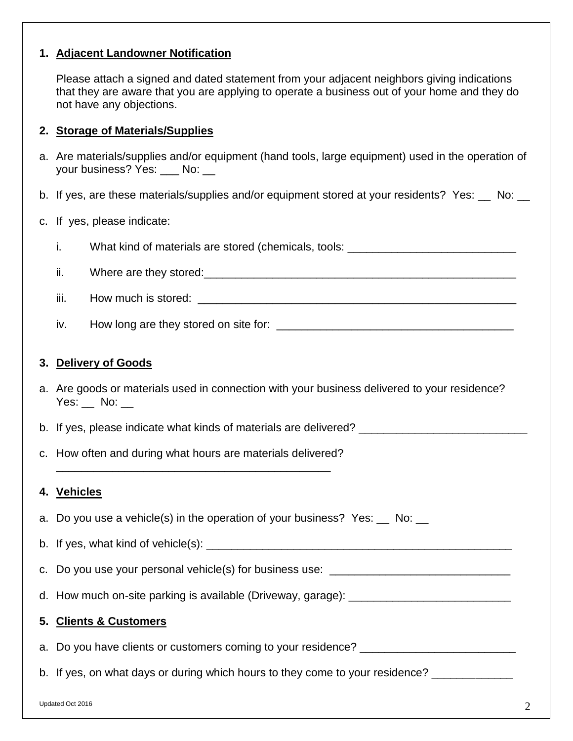1. **Adjacent Landowner Notification**

   Please attach a signed and dated statement from your adjacent neighbors giving indications that they are aware that you are applying to operate a business out of your home and they do not have any objections.

2. **Storage of Materials/Supplies**

a. Are materials/supplies and/or equipment (hand tools, large equipment) used in the operation of your business? Yes: ___ No: __

b. If yes, are these materials/supplies and/or equipment stored at your residents? Yes: __ No: __

c. If yes, please indicate:

   i. What kind of materials are stored (chemicals, tools: ___________________________

   ii. Where are they stored:_____________________________________________________

   iii. How much is stored: ______________________________________________________

   iv. How long are they stored on site for: ______________________________________

3. **Delivery of Goods**

a. Are goods or materials used in connection with your business delivered to your residence? Yes: __ No: __

b. If yes, please indicate what kinds of materials are delivered? ___________________________

c. How often and during what hours are materials delivered? ____________________________________________

4. **Vehicles**

a. Do you use a vehicle(s) in the operation of your business? Yes: __ No: __

b. If yes, what kind of vehicle(s): ____________________________________________________

c. Do you use your personal vehicle(s) for business use: _____________________________

d. How much on-site parking is available (Driveway, garage): __________________________

5. **Clients & Customers**

a. Do you have clients or customers coming to your residence? _________________________

b. If yes, on what days or during which hours to they come to your residence? _____________

Updated Oct 2016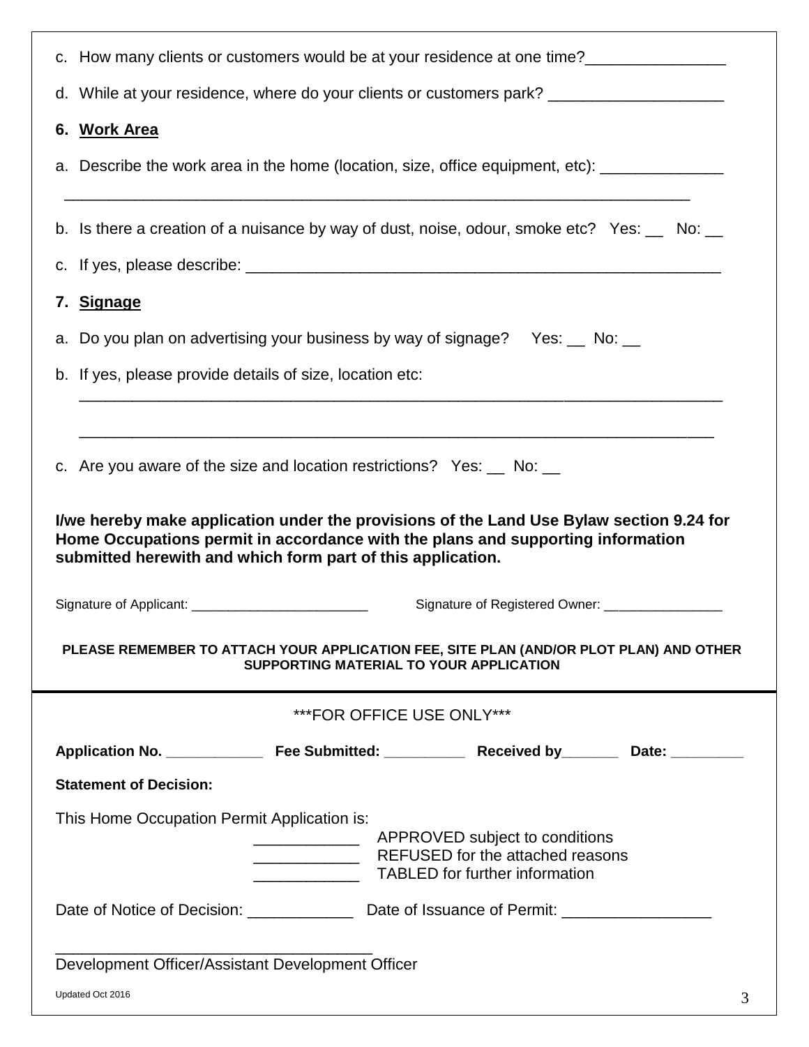c. How many clients or customers would be at your residence at one time?________________

d. While at your residence, where do your clients or customers park? ____________________

## 6. Work Area

a. Describe the work area in the home (location, size, office equipment, etc): ______________

______________________________________________________________________

b. Is there a creation of a nuisance by way of dust, noise, odour, smoke etc? Yes: __ No: __

c. If yes, please describe: ________________________________________________________

## 7. Signage

a. Do you plan on advertising your business by way of signage? Yes: __ No: __

b. If yes, please provide details of size, location etc:

______________________________________________________________________

______________________________________________________________________

c. Are you aware of the size and location restrictions? Yes: __ No: __

**I/we hereby make application under the provisions of the Land Use Bylaw section 9.24 for Home Occupations permit in accordance with the plans and supporting information submitted herewith and which form part of this application.**

Signature of Applicant: ________________________ Signature of Registered Owner: ________________

**PLEASE REMEMBER TO ATTACH YOUR APPLICATION FEE, SITE PLAN (AND/OR PLOT PLAN) AND OTHER SUPPORTING MATERIAL TO YOUR APPLICATION**

***FOR OFFICE USE ONLY***

**Application No.** ____________ **Fee Submitted:** __________ **Received by**_______ **Date:** _________

**Statement of Decision:**

This Home Occupation Permit Application is:

____________ APPROVED subject to conditions
____________ REFUSED for the attached reasons
____________ TABLED for further information

Date of Notice of Decision: ____________ Date of Issuance of Permit: _________________

___________________________________
Development Officer/Assistant Development Officer

Updated Oct 2016